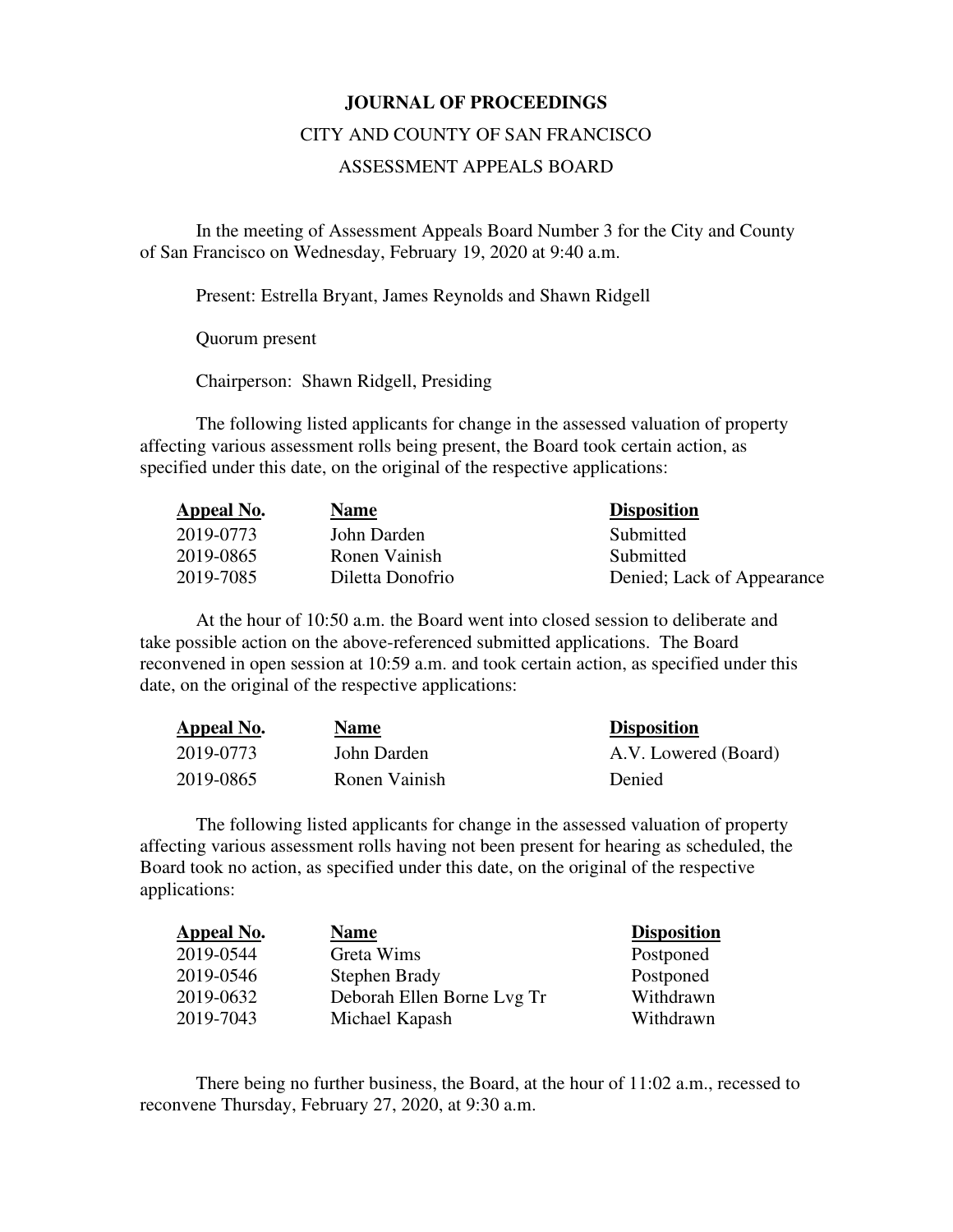# JOURNAL OF PROCEEDINGS

## CITY AND COUNTY OF SAN FRANCISCO

## ASSESSMENT APPEALS BOARD

In the meeting of Assessment Appeals Board Number 3 for the City and County of San Francisco on Wednesday, February 19, 2020 at 9:40 a.m.

Present: Estrella Bryant, James Reynolds and Shawn Ridgell

Quorum present

Chairperson: Shawn Ridgell, Presiding

The following listed applicants for change in the assessed valuation of property affecting various assessment rolls being present, the Board took certain action, as specified under this date, on the original of the respective applications:

| Appeal No. | Name | Disposition |
|---|---|---|
| 2019-0773 | John Darden | Submitted |
| 2019-0865 | Ronen Vainish | Submitted |
| 2019-7085 | Diletta Donofrio | Denied; Lack of Appearance |

At the hour of 10:50 a.m. the Board went into closed session to deliberate and take possible action on the above-referenced submitted applications. The Board reconvened in open session at 10:59 a.m. and took certain action, as specified under this date, on the original of the respective applications:

| Appeal No. | Name | Disposition |
|---|---|---|
| 2019-0773 | John Darden | A.V. Lowered (Board) |
| 2019-0865 | Ronen Vainish | Denied |

The following listed applicants for change in the assessed valuation of property affecting various assessment rolls having not been present for hearing as scheduled, the Board took no action, as specified under this date, on the original of the respective applications:

| Appeal No. | Name | Disposition |
|---|---|---|
| 2019-0544 | Greta Wims | Postponed |
| 2019-0546 | Stephen Brady | Postponed |
| 2019-0632 | Deborah Ellen Borne Lvg Tr | Withdrawn |
| 2019-7043 | Michael Kapash | Withdrawn |

There being no further business, the Board, at the hour of 11:02 a.m., recessed to reconvene Thursday, February 27, 2020, at 9:30 a.m.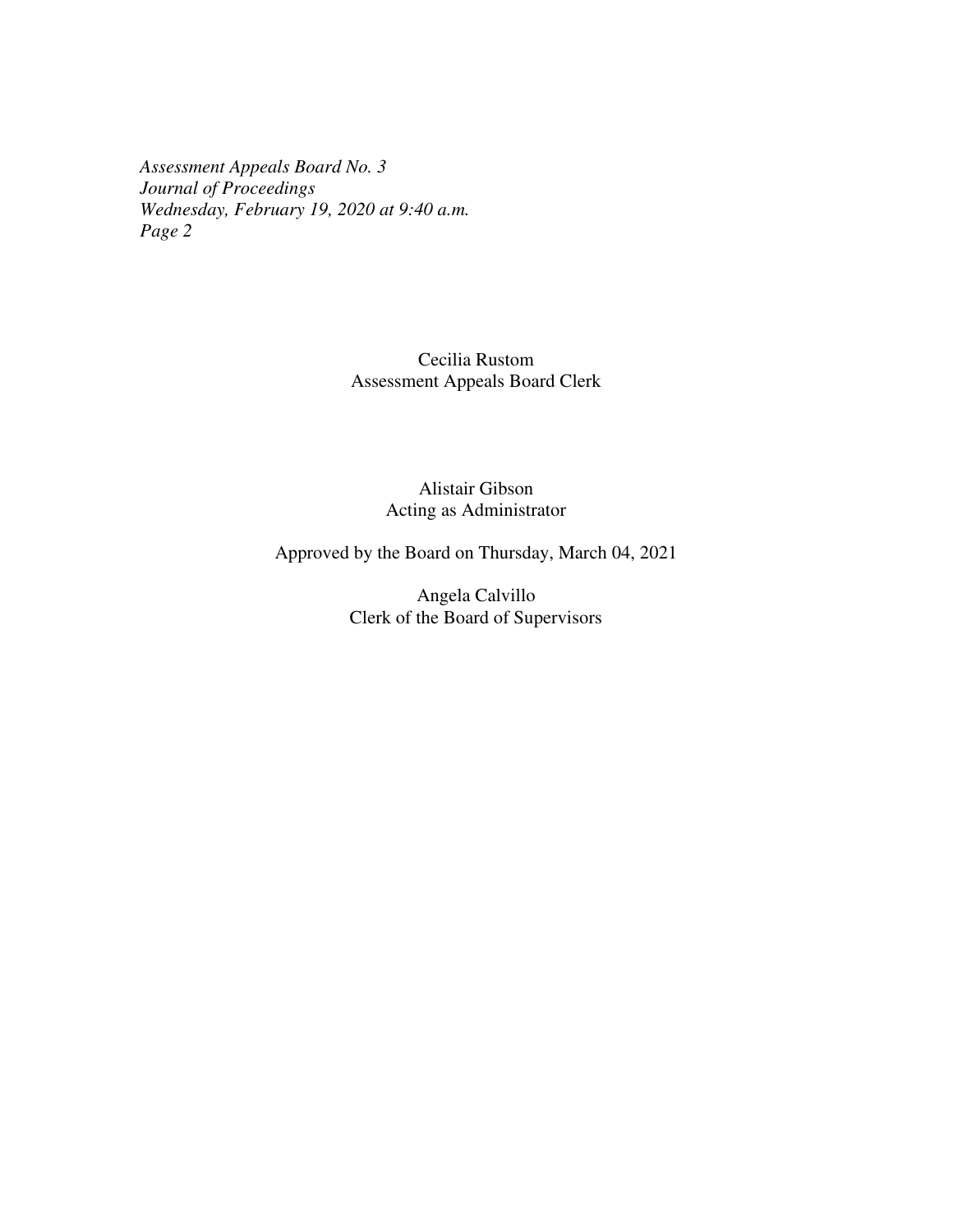Cecilia Rustom
Assessment Appeals Board Clerk

Alistair Gibson
Acting as Administrator

Approved by the Board on Thursday, March 04, 2021

Angela Calvillo
Clerk of the Board of Supervisors